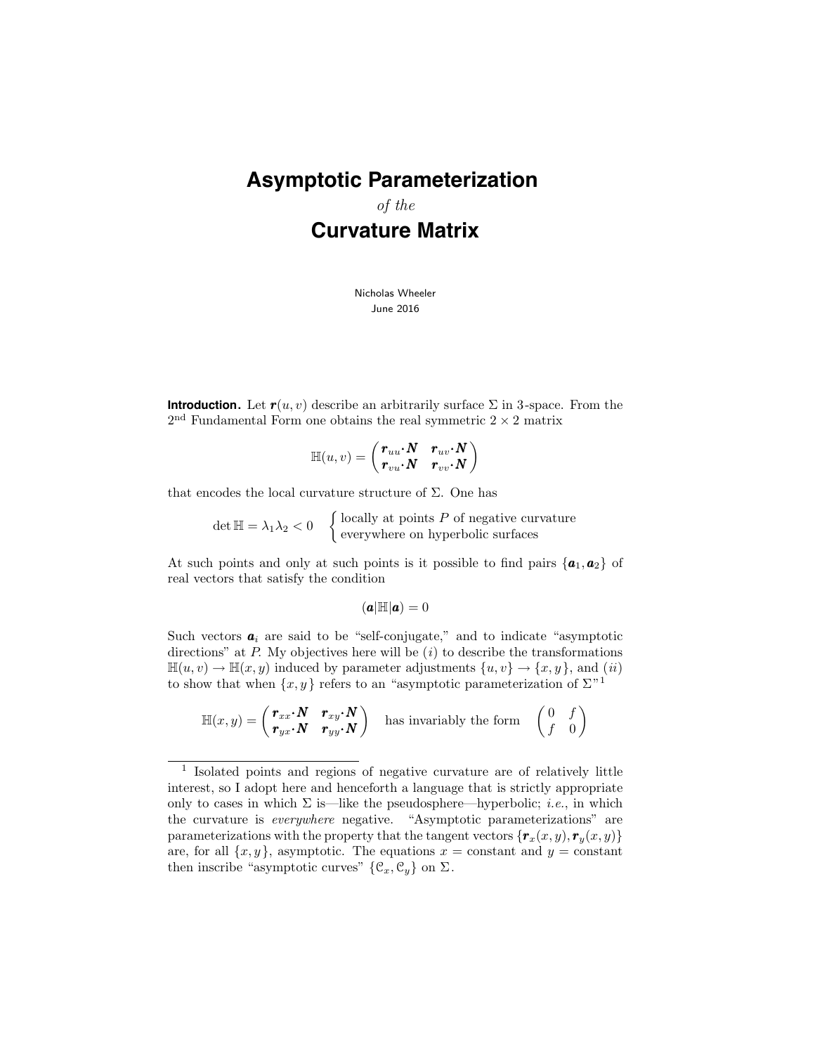# Asymptotic Parameterization

*of the*

# Curvature Matrix

Nicholas Wheeler
June 2016

**Introduction.** Let $\boldsymbol{r}(u,v)$ describe an arbitrarily surface $\Sigma$ in 3-space. From the $2^{\text{nd}}$ Fundamental Form one obtains the real symmetric $2\times 2$ matrix

$$\mathbb{H}(u,v) = \begin{pmatrix} \boldsymbol{r}_{uu}\boldsymbol{\cdot}\boldsymbol{N} & \boldsymbol{r}_{uv}\boldsymbol{\cdot}\boldsymbol{N} \\ \boldsymbol{r}_{vu}\boldsymbol{\cdot}\boldsymbol{N} & \boldsymbol{r}_{vv}\boldsymbol{\cdot}\boldsymbol{N} \end{pmatrix}$$

that encodes the local curvature structure of $\Sigma$. One has

$$\det\mathbb{H} = \lambda_1\lambda_2 < 0 \quad \begin{cases} \text{locally at points } P \text{ of negative curvature} \\ \text{everywhere on hyperbolic surfaces} \end{cases}$$

At such points and only at such points is it possible to find pairs $\{\boldsymbol{a}_1, \boldsymbol{a}_2\}$ of real vectors that satisfy the condition

$$(\boldsymbol{a}|\mathbb{H}|\boldsymbol{a}) = 0$$

Such vectors $\boldsymbol{a}_i$ are said to be "self-conjugate," and to indicate "asymptotic directions" at $P$. My objectives here will be $(i)$ to describe the transformations $\mathbb{H}(u,v) \to \mathbb{H}(x,y)$ induced by parameter adjustments $\{u,v\} \to \{x,y\}$, and $(ii)$ to show that when $\{x,y\}$ refers to an "asymptotic parameterization of $\Sigma$"[1]

$$\mathbb{H}(x,y) = \begin{pmatrix} \boldsymbol{r}_{xx}\boldsymbol{\cdot}\boldsymbol{N} & \boldsymbol{r}_{xy}\boldsymbol{\cdot}\boldsymbol{N} \\ \boldsymbol{r}_{yx}\boldsymbol{\cdot}\boldsymbol{N} & \boldsymbol{r}_{yy}\boldsymbol{\cdot}\boldsymbol{N} \end{pmatrix} \quad \text{has invariably the form} \quad \begin{pmatrix} 0 & f \\ f & 0 \end{pmatrix}$$

---

[1] Isolated points and regions of negative curvature are of relatively little interest, so I adopt here and henceforth a language that is strictly appropriate only to cases in which $\Sigma$ is—like the pseudosphere—hyperbolic; *i.e.*, in which the curvature is *everywhere* negative. "Asymptotic parameterizations" are parameterizations with the property that the tangent vectors $\{\boldsymbol{r}_x(x,y), \boldsymbol{r}_y(x,y)\}$ are, for all $\{x,y\}$, asymptotic. The equations $x = \text{constant}$ and $y = \text{constant}$ then inscribe "asymptotic curves" $\{\mathcal{C}_x, \mathcal{C}_y\}$ on $\Sigma$.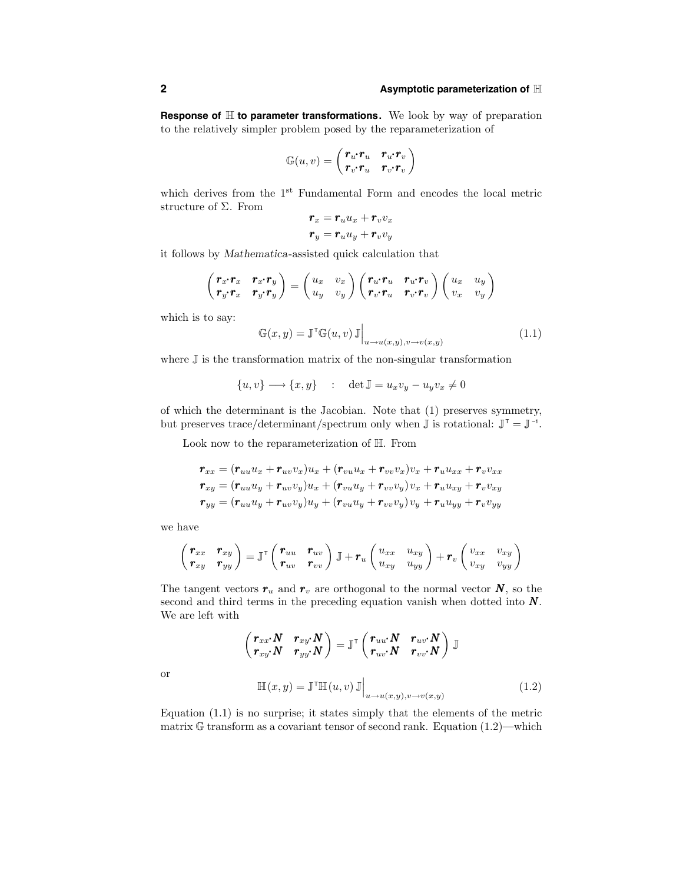**Response of $\mathbb{H}$ to parameter transformations.** We look by way of preparation to the relatively simpler problem posed by the reparameterization of

$$\mathbb{G}(u,v) = \begin{pmatrix} \boldsymbol{r}_u\!\cdot\!\boldsymbol{r}_u & \boldsymbol{r}_u\!\cdot\!\boldsymbol{r}_v \\ \boldsymbol{r}_v\!\cdot\!\boldsymbol{r}_u & \boldsymbol{r}_v\!\cdot\!\boldsymbol{r}_v \end{pmatrix}$$

which derives from the 1st Fundamental Form and encodes the local metric structure of $\Sigma$. From

$$\begin{aligned} \boldsymbol{r}_x &= \boldsymbol{r}_u u_x + \boldsymbol{r}_v v_x \\ \boldsymbol{r}_y &= \boldsymbol{r}_u u_y + \boldsymbol{r}_v v_y \end{aligned}$$

it follows by *Mathematica*-assisted quick calculation that

$$\begin{pmatrix} \boldsymbol{r}_x\!\cdot\!\boldsymbol{r}_x & \boldsymbol{r}_x\!\cdot\!\boldsymbol{r}_y \\ \boldsymbol{r}_y\!\cdot\!\boldsymbol{r}_x & \boldsymbol{r}_y\!\cdot\!\boldsymbol{r}_y \end{pmatrix} = \begin{pmatrix} u_x & v_x \\ u_y & v_y \end{pmatrix} \begin{pmatrix} \boldsymbol{r}_u\!\cdot\!\boldsymbol{r}_u & \boldsymbol{r}_u\!\cdot\!\boldsymbol{r}_v \\ \boldsymbol{r}_v\!\cdot\!\boldsymbol{r}_u & \boldsymbol{r}_v\!\cdot\!\boldsymbol{r}_v \end{pmatrix} \begin{pmatrix} u_x & u_y \\ v_x & v_y \end{pmatrix}$$

which is to say:

$$\mathbb{G}(x,y) = \mathbb{J}^{\mathsf{T}}\mathbb{G}(u,v)\,\mathbb{J}\Big|_{u\to u(x,y),\,v\to v(x,y)} \tag{1.1}$$

where $\mathbb{J}$ is the transformation matrix of the non-singular transformation

$$\{u,v\} \longrightarrow \{x,y\} \quad : \quad \det\mathbb{J} = u_x v_y - u_y v_x \neq 0$$

of which the determinant is the Jacobian. Note that (1) preserves symmetry, but preserves trace/determinant/spectrum only when $\mathbb{J}$ is rotational: $\mathbb{J}^{\mathsf{T}} = \mathbb{J}^{-1}$.

Look now to the reparameterization of $\mathbb{H}$. From

$$\begin{aligned} \boldsymbol{r}_{xx} &= (\boldsymbol{r}_{uu}u_x + \boldsymbol{r}_{uv}v_x)u_x + (\boldsymbol{r}_{vu}u_x + \boldsymbol{r}_{vv}v_x)v_x + \boldsymbol{r}_u u_{xx} + \boldsymbol{r}_v v_{xx} \\ \boldsymbol{r}_{xy} &= (\boldsymbol{r}_{uu}u_y + \boldsymbol{r}_{uv}v_y)u_x + (\boldsymbol{r}_{vu}u_y + \boldsymbol{r}_{vv}v_y)v_x + \boldsymbol{r}_u u_{xy} + \boldsymbol{r}_v v_{xy} \\ \boldsymbol{r}_{yy} &= (\boldsymbol{r}_{uu}u_y + \boldsymbol{r}_{uv}v_y)u_y + (\boldsymbol{r}_{vu}u_y + \boldsymbol{r}_{vv}v_y)v_y + \boldsymbol{r}_u u_{yy} + \boldsymbol{r}_v v_{yy} \end{aligned}$$

we have

$$\begin{pmatrix} \boldsymbol{r}_{xx} & \boldsymbol{r}_{xy} \\ \boldsymbol{r}_{xy} & \boldsymbol{r}_{yy} \end{pmatrix} = \mathbb{J}^{\mathsf{T}} \begin{pmatrix} \boldsymbol{r}_{uu} & \boldsymbol{r}_{uv} \\ \boldsymbol{r}_{uv} & \boldsymbol{r}_{vv} \end{pmatrix} \mathbb{J} + \boldsymbol{r}_u \begin{pmatrix} u_{xx} & u_{xy} \\ u_{xy} & u_{yy} \end{pmatrix} + \boldsymbol{r}_v \begin{pmatrix} v_{xx} & v_{xy} \\ v_{xy} & v_{yy} \end{pmatrix}$$

The tangent vectors $\boldsymbol{r}_u$ and $\boldsymbol{r}_v$ are orthogonal to the normal vector $\boldsymbol{N}$, so the second and third terms in the preceding equation vanish when dotted into $\boldsymbol{N}$. We are left with

$$\begin{pmatrix} \boldsymbol{r}_{xx}\!\cdot\!\boldsymbol{N} & \boldsymbol{r}_{xy}\!\cdot\!\boldsymbol{N} \\ \boldsymbol{r}_{xy}\!\cdot\!\boldsymbol{N} & \boldsymbol{r}_{yy}\!\cdot\!\boldsymbol{N} \end{pmatrix} = \mathbb{J}^{\mathsf{T}} \begin{pmatrix} \boldsymbol{r}_{uu}\!\cdot\!\boldsymbol{N} & \boldsymbol{r}_{uv}\!\cdot\!\boldsymbol{N} \\ \boldsymbol{r}_{uv}\!\cdot\!\boldsymbol{N} & \boldsymbol{r}_{vv}\!\cdot\!\boldsymbol{N} \end{pmatrix} \mathbb{J}$$

or

$$\mathbb{H}(x,y) = \mathbb{J}^{\mathsf{T}}\mathbb{H}(u,v)\,\mathbb{J}\Big|_{u\to u(x,y),\,v\to v(x,y)} \tag{1.2}$$

Equation (1.1) is no surprise; it states simply that the elements of the metric matrix $\mathbb{G}$ transform as a covariant tensor of second rank. Equation (1.2)—which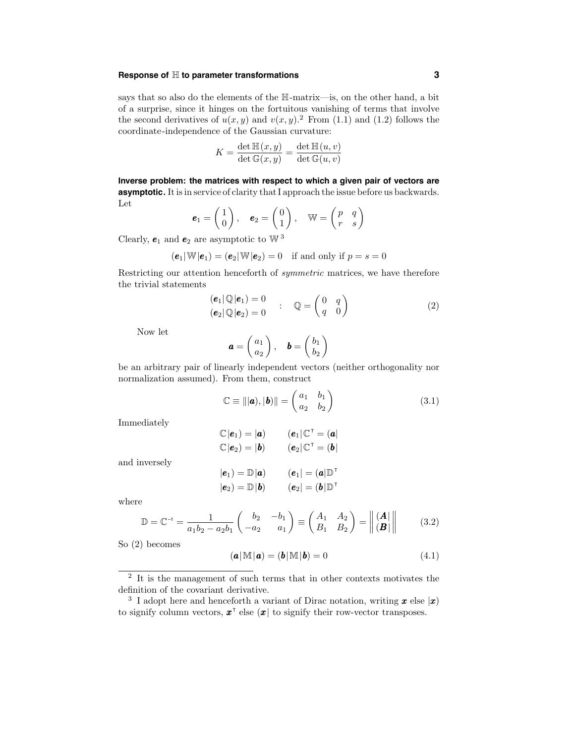says that so also do the elements of the $\mathbb{H}$-matrix—is, on the other hand, a bit of a surprise, since it hinges on the fortuitous vanishing of terms that involve the second derivatives of $u(x,y)$ and $v(x,y)$.[2] From (1.1) and (1.2) follows the coordinate-independence of the Gaussian curvature:

$$K = \frac{\det \mathbb{H}(x,y)}{\det \mathbb{G}(x,y)} = \frac{\det \mathbb{H}(u,v)}{\det \mathbb{G}(u,v)}$$

**Inverse problem: the matrices with respect to which a given pair of vectors are asymptotic.** It is in service of clarity that I approach the issue before us backwards. Let

$$\boldsymbol{e}_1 = \begin{pmatrix} 1 \\ 0 \end{pmatrix}, \quad \boldsymbol{e}_2 = \begin{pmatrix} 0 \\ 1 \end{pmatrix}, \quad \mathbb{W} = \begin{pmatrix} p & q \\ r & s \end{pmatrix}$$

Clearly, $\boldsymbol{e}_1$ and $\boldsymbol{e}_2$ are asymptotic to $\mathbb{W}$[3]

$$(\boldsymbol{e}_1|\mathbb{W}|\boldsymbol{e}_1) = (\boldsymbol{e}_2|\mathbb{W}|\boldsymbol{e}_2) = 0 \quad \text{if and only if } p = s = 0$$

Restricting our attention henceforth of *symmetric* matrices, we have therefore the trivial statements

$$\begin{matrix} (\boldsymbol{e}_1|\mathbb{Q}|\boldsymbol{e}_1) = 0 \\ (\boldsymbol{e}_2|\mathbb{Q}|\boldsymbol{e}_2) = 0 \end{matrix} \quad : \quad \mathbb{Q} = \begin{pmatrix} 0 & q \\ q & 0 \end{pmatrix} \tag{2}$$

Now let

$$\boldsymbol{a} = \begin{pmatrix} a_1 \\ a_2 \end{pmatrix}, \quad \boldsymbol{b} = \begin{pmatrix} b_1 \\ b_2 \end{pmatrix}$$

be an arbitrary pair of linearly independent vectors (neither orthogonality nor normalization assumed). From them, construct

$$\mathbb{C} \equiv \big\| |\boldsymbol{a}), |\boldsymbol{b}) \big\| = \begin{pmatrix} a_1 & b_1 \\ a_2 & b_2 \end{pmatrix} \tag{3.1}$$

Immediately

$$\begin{aligned} \mathbb{C}|\boldsymbol{e}_1) &= |\boldsymbol{a}) \qquad & (\boldsymbol{e}_1|\mathbb{C}^{\mathsf{T}} &= (\boldsymbol{a}| \\ \mathbb{C}|\boldsymbol{e}_2) &= |\boldsymbol{b}) \qquad & (\boldsymbol{e}_2|\mathbb{C}^{\mathsf{T}} &= (\boldsymbol{b}| \end{aligned}$$

and inversely

$$\begin{aligned} |\boldsymbol{e}_1) &= \mathbb{D}|\boldsymbol{a}) \qquad & (\boldsymbol{e}_1| &= (\boldsymbol{a}|\mathbb{D}^{\mathsf{T}} \\ |\boldsymbol{e}_2) &= \mathbb{D}|\boldsymbol{b}) \qquad & (\boldsymbol{e}_2| &= (\boldsymbol{b}|\mathbb{D}^{\mathsf{T}} \end{aligned}$$

where

$$\mathbb{D} = \mathbb{C}^{-1} = \frac{1}{a_1 b_2 - a_2 b_1} \begin{pmatrix} b_2 & -b_1 \\ -a_2 & a_1 \end{pmatrix} \equiv \begin{pmatrix} A_1 & A_2 \\ B_1 & B_2 \end{pmatrix} = \begin{Vmatrix} (\boldsymbol{A}| \\ (\boldsymbol{B}| \end{Vmatrix} \tag{3.2}$$

So (2) becomes

$$(\boldsymbol{a}|\mathbb{M}|\boldsymbol{a}) = (\boldsymbol{b}|\mathbb{M}|\boldsymbol{b}) = 0 \tag{4.1}$$

---

[2] It is the management of such terms that in other contexts motivates the definition of the covariant derivative.

[3] I adopt here and henceforth a variant of Dirac notation, writing $\boldsymbol{x}$ else $|\boldsymbol{x})$ to signify column vectors, $\boldsymbol{x}^{\mathsf{T}}$ else $(\boldsymbol{x}|$ to signify their row-vector transposes.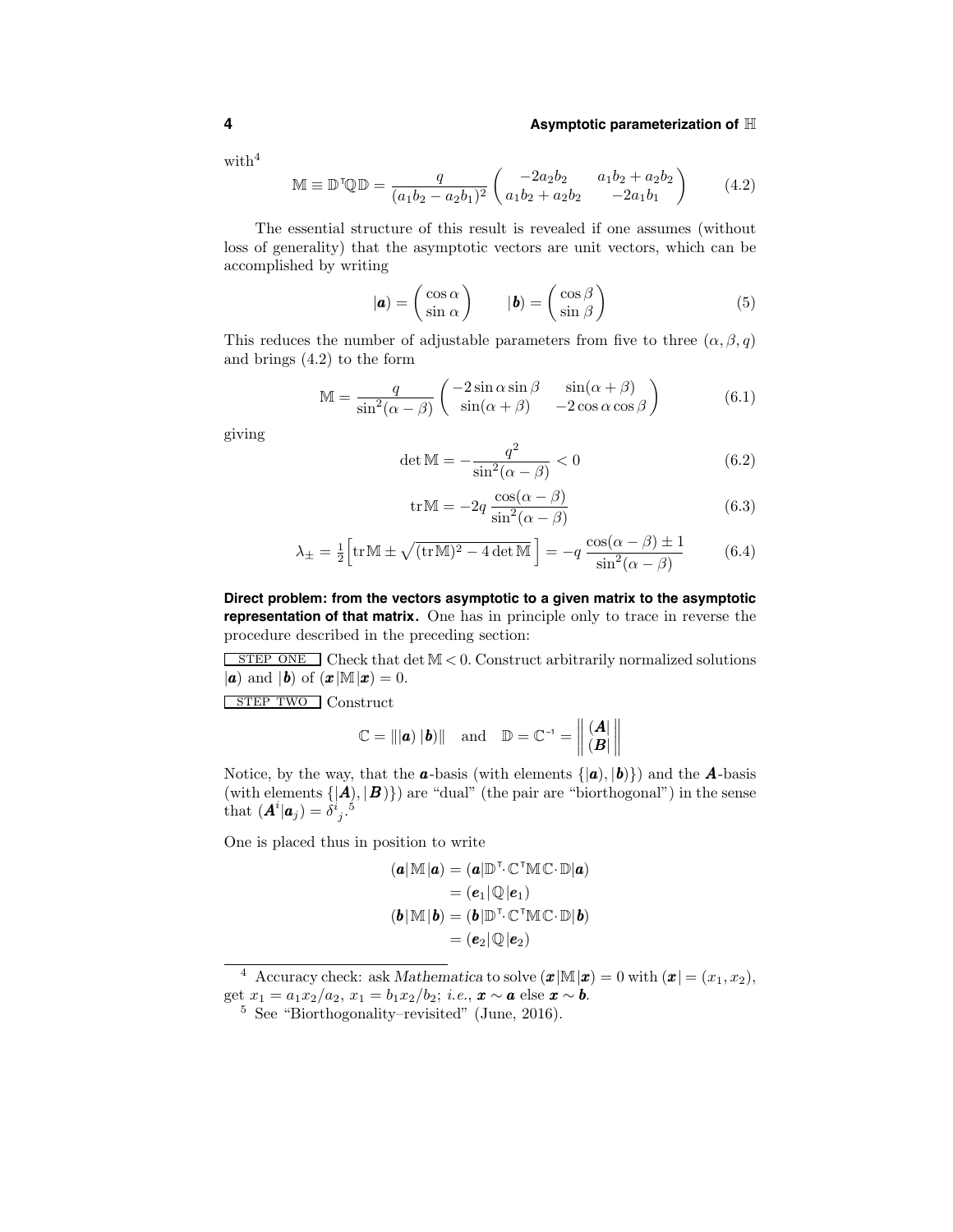with[4]

$$\mathbb{M} \equiv \mathbb{D}^{\mathsf{T}}\mathbb{Q}\mathbb{D} = \frac{q}{(a_1 b_2 - a_2 b_1)^2}\begin{pmatrix} -2a_2 b_2 & a_1 b_2 + a_2 b_2 \\ a_1 b_2 + a_2 b_2 & -2a_1 b_1 \end{pmatrix} \tag{4.2}$$

The essential structure of this result is revealed if one assumes (without loss of generality) that the asymptotic vectors are unit vectors, which can be accomplished by writing

$$|\boldsymbol{a}) = \begin{pmatrix} \cos\alpha \\ \sin\alpha \end{pmatrix} \qquad |\boldsymbol{b}) = \begin{pmatrix} \cos\beta \\ \sin\beta \end{pmatrix} \tag{5}$$

This reduces the number of adjustable parameters from five to three $(\alpha, \beta, q)$ and brings (4.2) to the form

$$\mathbb{M} = \frac{q}{\sin^2(\alpha - \beta)}\begin{pmatrix} -2\sin\alpha\sin\beta & \sin(\alpha+\beta) \\ \sin(\alpha+\beta) & -2\cos\alpha\cos\beta \end{pmatrix} \tag{6.1}$$

giving

$$\det\mathbb{M} = -\frac{q^2}{\sin^2(\alpha-\beta)} < 0 \tag{6.2}$$

$$\mathrm{tr}\,\mathbb{M} = -2q\,\frac{\cos(\alpha-\beta)}{\sin^2(\alpha-\beta)} \tag{6.3}$$

$$\lambda_\pm = \tfrac{1}{2}\Big[\mathrm{tr}\,\mathbb{M} \pm \sqrt{(\mathrm{tr}\,\mathbb{M})^2 - 4\det\mathbb{M}}\,\Big] = -q\,\frac{\cos(\alpha-\beta)\pm 1}{\sin^2(\alpha-\beta)} \tag{6.4}$$

**Direct problem: from the vectors asymptotic to a given matrix to the asymptotic representation of that matrix.** One has in principle only to trace in reverse the procedure described in the preceding section:

STEP ONE Check that $\det\mathbb{M} < 0$. Construct arbitrarily normalized solutions $|\boldsymbol{a})$ and $|\boldsymbol{b})$ of $(\boldsymbol{x}|\mathbb{M}|\boldsymbol{x}) = 0$.

STEP TWO Construct

$$\mathbb{C} = \big\|\,|\boldsymbol{a})\;|\boldsymbol{b})\big\| \quad \text{and} \quad \mathbb{D} = \mathbb{C}^{-1} = \left\|\begin{matrix} (\boldsymbol{A}| \\ (\boldsymbol{B}| \end{matrix}\right\|$$

Notice, by the way, that the $\boldsymbol{a}$-basis (with elements $\{|\boldsymbol{a}), |\boldsymbol{b})\}$) and the $\boldsymbol{A}$-basis (with elements $\{|\boldsymbol{A}), |\boldsymbol{B})\}$) are "dual" (the pair are "biorthogonal") in the sense that $(\boldsymbol{A}^i|\boldsymbol{a}_j) = \delta^i{}_j$.[5]

One is placed thus in position to write

$$\begin{aligned}
(\boldsymbol{a}|\mathbb{M}|\boldsymbol{a}) &= (\boldsymbol{a}|\mathbb{D}^{\mathsf{T}}\!\cdot\mathbb{C}^{\mathsf{T}}\mathbb{M}\mathbb{C}\cdot\mathbb{D}|\boldsymbol{a}) \\
&= (\boldsymbol{e}_1|\mathbb{Q}|\boldsymbol{e}_1) \\
(\boldsymbol{b}|\mathbb{M}|\boldsymbol{b}) &= (\boldsymbol{b}|\mathbb{D}^{\mathsf{T}}\!\cdot\mathbb{C}^{\mathsf{T}}\mathbb{M}\mathbb{C}\cdot\mathbb{D}|\boldsymbol{b}) \\
&= (\boldsymbol{e}_2|\mathbb{Q}|\boldsymbol{e}_2)
\end{aligned}$$

---

[4] Accuracy check: ask *Mathematica* to solve $(\boldsymbol{x}|\mathbb{M}|\boldsymbol{x}) = 0$ with $(\boldsymbol{x}| = (x_1, x_2)$, get $x_1 = a_1 x_2/a_2$, $x_1 = b_1 x_2/b_2$; *i.e.*, $\boldsymbol{x} \sim \boldsymbol{a}$ else $\boldsymbol{x} \sim \boldsymbol{b}$.

[5] See "Biorthogonality–revisited" (June, 2016).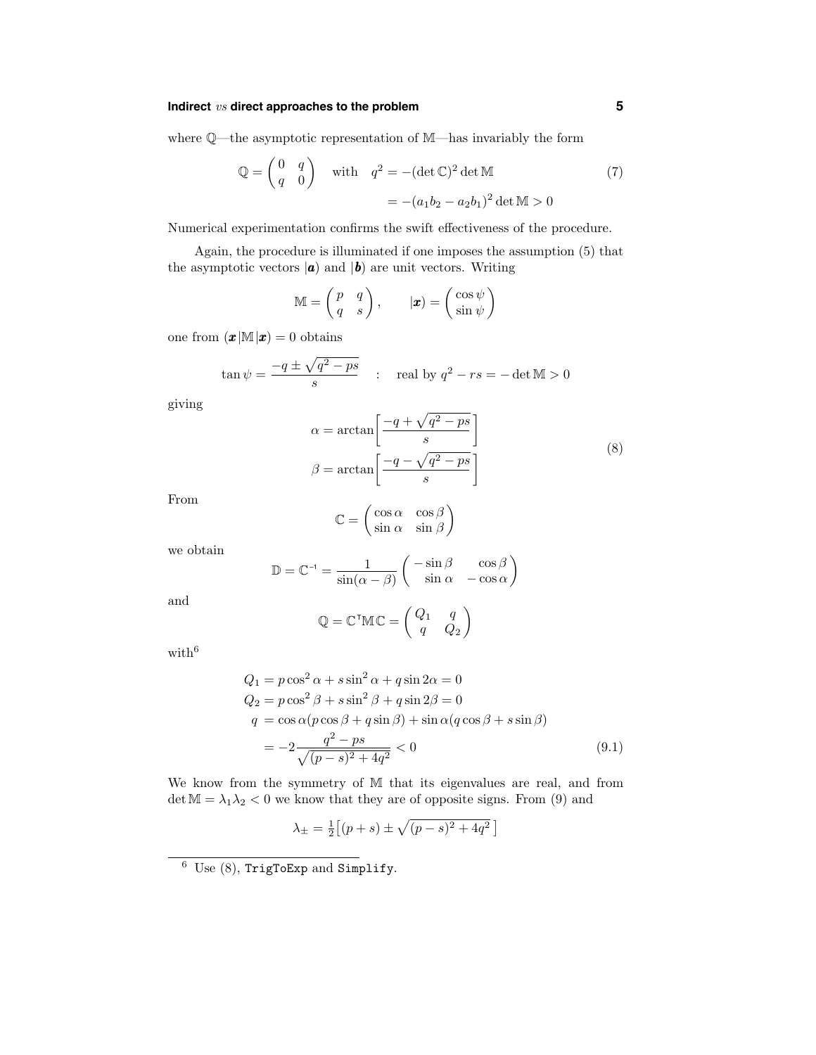where $\mathbb{Q}$—the asymptotic representation of $\mathbb{M}$—has invariably the form

$$\mathbb{Q} = \begin{pmatrix} 0 & q \\ q & 0 \end{pmatrix} \quad \text{with} \quad q^2 = -(\det \mathbb{C})^2 \det \mathbb{M} \tag{7}$$
$$= -(a_1 b_2 - a_2 b_1)^2 \det \mathbb{M} > 0$$

Numerical experimentation confirms the swift effectiveness of the procedure.

Again, the procedure is illuminated if one imposes the assumption (5) that the asymptotic vectors $|\boldsymbol{a})$ and $|\boldsymbol{b})$ are unit vectors. Writing

$$\mathbb{M} = \begin{pmatrix} p & q \\ q & s \end{pmatrix}, \qquad |\boldsymbol{x}) = \begin{pmatrix} \cos\psi \\ \sin\psi \end{pmatrix}$$

one from $(\boldsymbol{x}|\mathbb{M}|\boldsymbol{x}) = 0$ obtains

$$\tan\psi = \frac{-q \pm \sqrt{q^2 - ps}}{s} \quad : \quad \text{real by } q^2 - rs = -\det \mathbb{M} > 0$$

giving

$$\begin{aligned} \alpha &= \arctan\Big[\frac{-q + \sqrt{q^2 - ps}}{s}\Big] \\ \beta &= \arctan\Big[\frac{-q - \sqrt{q^2 - ps}}{s}\Big] \end{aligned} \tag{8}$$

From

$$\mathbb{C} = \begin{pmatrix} \cos\alpha & \cos\beta \\ \sin\alpha & \sin\beta \end{pmatrix}$$

we obtain

$$\mathbb{D} = \mathbb{C}^{-1} = \frac{1}{\sin(\alpha - \beta)} \begin{pmatrix} -\sin\beta & \cos\beta \\ \sin\alpha & -\cos\alpha \end{pmatrix}$$

and

$$\mathbb{Q} = \mathbb{C}^{\mathsf{T}} \mathbb{M} \mathbb{C} = \begin{pmatrix} Q_1 & q \\ q & Q_2 \end{pmatrix}$$

with[6]

$$\begin{aligned} Q_1 &= p\cos^2\alpha + s\sin^2\alpha + q\sin 2\alpha = 0 \\ Q_2 &= p\cos^2\beta + s\sin^2\beta + q\sin 2\beta = 0 \\ q\ &= \cos\alpha(p\cos\beta + q\sin\beta) + \sin\alpha(q\cos\beta + s\sin\beta) \\ &= -2\frac{q^2 - ps}{\sqrt{(p-s)^2 + 4q^2}} < 0 \end{aligned} \tag{9.1}$$

We know from the symmetry of $\mathbb{M}$ that its eigenvalues are real, and from $\det \mathbb{M} = \lambda_1 \lambda_2 < 0$ we know that they are of opposite signs. From (9) and

$$\lambda_\pm = \tfrac{1}{2}\big[(p+s) \pm \sqrt{(p-s)^2 + 4q^2}\,\big]$$

---

[6] Use (8), `TrigToExp` and `Simplify`.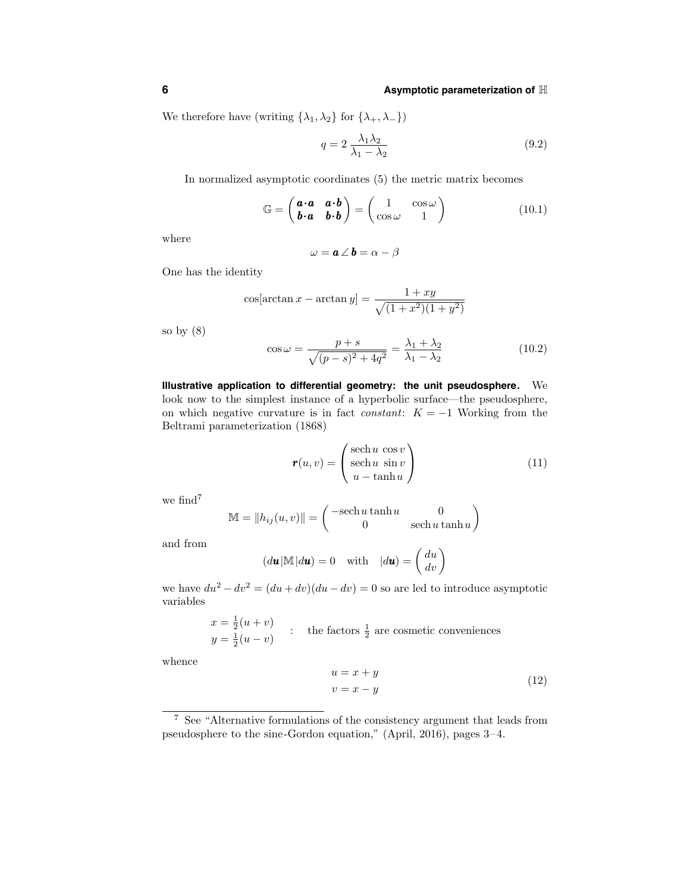We therefore have (writing $\{\lambda_1, \lambda_2\}$ for $\{\lambda_+, \lambda_-\}$)

$$q = 2\,\frac{\lambda_1 \lambda_2}{\lambda_1 - \lambda_2} \tag{9.2}$$

In normalized asymptotic coordinates (5) the metric matrix becomes

$$\mathbb{G} = \begin{pmatrix} \boldsymbol{a}\cdot\boldsymbol{a} & \boldsymbol{a}\cdot\boldsymbol{b} \\ \boldsymbol{b}\cdot\boldsymbol{a} & \boldsymbol{b}\cdot\boldsymbol{b} \end{pmatrix} = \begin{pmatrix} 1 & \cos\omega \\ \cos\omega & 1 \end{pmatrix} \tag{10.1}$$

where

$$\omega = \boldsymbol{a}\angle\boldsymbol{b} = \alpha - \beta$$

One has the identity

$$\cos[\arctan x - \arctan y] = \frac{1 + xy}{\sqrt{(1+x^2)(1+y^2)}}$$

so by (8)

$$\cos\omega = \frac{p+s}{\sqrt{(p-s)^2 + 4q^2}} = \frac{\lambda_1 + \lambda_2}{\lambda_1 - \lambda_2} \tag{10.2}$$

**Illustrative application to differential geometry: the unit pseudosphere.** We look now to the simplest instance of a hyperbolic surface—the pseudosphere, on which negative curvature is in fact *constant*: $K = -1$ Working from the Beltrami parameterization (1868)

$$\boldsymbol{r}(u,v) = \begin{pmatrix} \operatorname{sech} u\, \cos v \\ \operatorname{sech} u\, \sin v \\ u - \tanh u \end{pmatrix} \tag{11}$$

we find[7]

$$\mathbb{M} = \|h_{ij}(u,v)\| = \begin{pmatrix} -\operatorname{sech} u \tanh u & 0 \\ 0 & \operatorname{sech} u \tanh u \end{pmatrix}$$

and from

$$(d\boldsymbol{u}|\mathbb{M}|d\boldsymbol{u}) = 0 \quad \text{with} \quad |d\boldsymbol{u}) = \begin{pmatrix} du \\ dv \end{pmatrix}$$

we have $du^2 - dv^2 = (du + dv)(du - dv) = 0$ so are led to introduce asymptotic variables

$$\begin{aligned} x &= \tfrac{1}{2}(u+v) \\ y &= \tfrac{1}{2}(u-v) \end{aligned} \quad : \quad \text{the factors } \tfrac{1}{2} \text{ are cosmetic conveniences}$$

whence

$$\begin{aligned} u &= x + y \\ v &= x - y \end{aligned} \tag{12}$$

[7] See "Alternative formulations of the consistency argument that leads from pseudosphere to the sine-Gordon equation," (April, 2016), pages 3–4.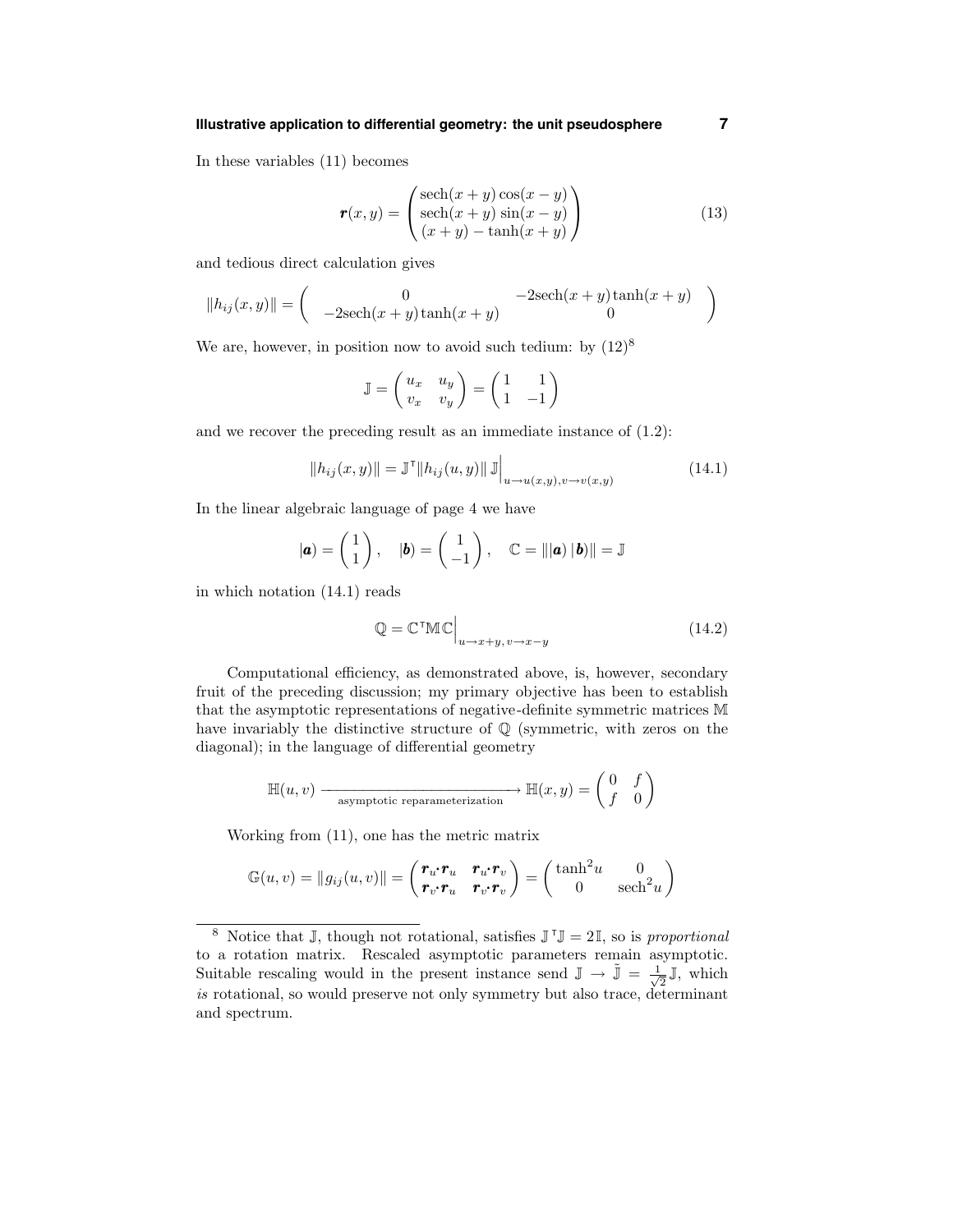In these variables (11) becomes

$$
\boldsymbol{r}(x,y) = \begin{pmatrix} \text{sech}(x+y)\cos(x-y) \\ \text{sech}(x+y)\sin(x-y) \\ (x+y) - \tanh(x+y) \end{pmatrix} \tag{13}
$$

and tedious direct calculation gives

$$
\|h_{ij}(x,y)\| = \begin{pmatrix} 0 & -2\text{sech}(x+y)\tanh(x+y) \\ -2\text{sech}(x+y)\tanh(x+y) & 0 \end{pmatrix}
$$

We are, however, in position now to avoid such tedium: by (12)[8]

$$
\mathbb{J} = \begin{pmatrix} u_x & u_y \\ v_x & v_y \end{pmatrix} = \begin{pmatrix} 1 & 1 \\ 1 & -1 \end{pmatrix}
$$

and we recover the preceding result as an immediate instance of (1.2):

$$
\|h_{ij}(x,y)\| = \mathbb{J}^{\mathsf{T}}\|h_{ij}(u,v)\|\,\mathbb{J}\Big|_{u\to u(x,y),\,v\to v(x,y)} \tag{14.1}
$$

In the linear algebraic language of page 4 we have

$$
|\boldsymbol{a}) = \begin{pmatrix} 1 \\ 1 \end{pmatrix}, \quad |\boldsymbol{b}) = \begin{pmatrix} 1 \\ -1 \end{pmatrix}, \quad \mathbb{C} = \||\boldsymbol{a})\,|\boldsymbol{b})\| = \mathbb{J}
$$

in which notation (14.1) reads

$$
\mathbb{Q} = \mathbb{C}^{\mathsf{T}}\mathbb{M}\mathbb{C}\Big|_{u\to x+y,\,v\to x-y} \tag{14.2}
$$

Computational efficiency, as demonstrated above, is, however, secondary fruit of the preceding discussion; my primary objective has been to establish that the asymptotic representations of negative-definite symmetric matrices $\mathbb{M}$ have invariably the distinctive structure of $\mathbb{Q}$ (symmetric, with zeros on the diagonal); in the language of differential geometry

$$
\mathbb{H}(u,v) \xrightarrow[\text{asymptotic reparameterization}]{\hspace{6cm}} \mathbb{H}(x,y) = \begin{pmatrix} 0 & f \\ f & 0 \end{pmatrix}
$$

Working from (11), one has the metric matrix

$$
\mathbb{G}(u,v) = \|g_{ij}(u,v)\| = \begin{pmatrix} \boldsymbol{r}_u\!\cdot\!\boldsymbol{r}_u & \boldsymbol{r}_u\!\cdot\!\boldsymbol{r}_v \\ \boldsymbol{r}_v\!\cdot\!\boldsymbol{r}_u & \boldsymbol{r}_v\!\cdot\!\boldsymbol{r}_v \end{pmatrix} = \begin{pmatrix} \tanh^2 u & 0 \\ 0 & \text{sech}^2 u \end{pmatrix}
$$

---

[8] Notice that $\mathbb{J}$, though not rotational, satisfies $\mathbb{J}^{\mathsf{T}}\mathbb{J} = 2\mathbb{I}$, so is *proportional* to a rotation matrix. Rescaled asymptotic parameters remain asymptotic. Suitable rescaling would in the present instance send $\mathbb{J} \to \tilde{\mathbb{J}} = \frac{1}{\sqrt{2}}\mathbb{J}$, which *is* rotational, so would preserve not only symmetry but also trace, determinant and spectrum.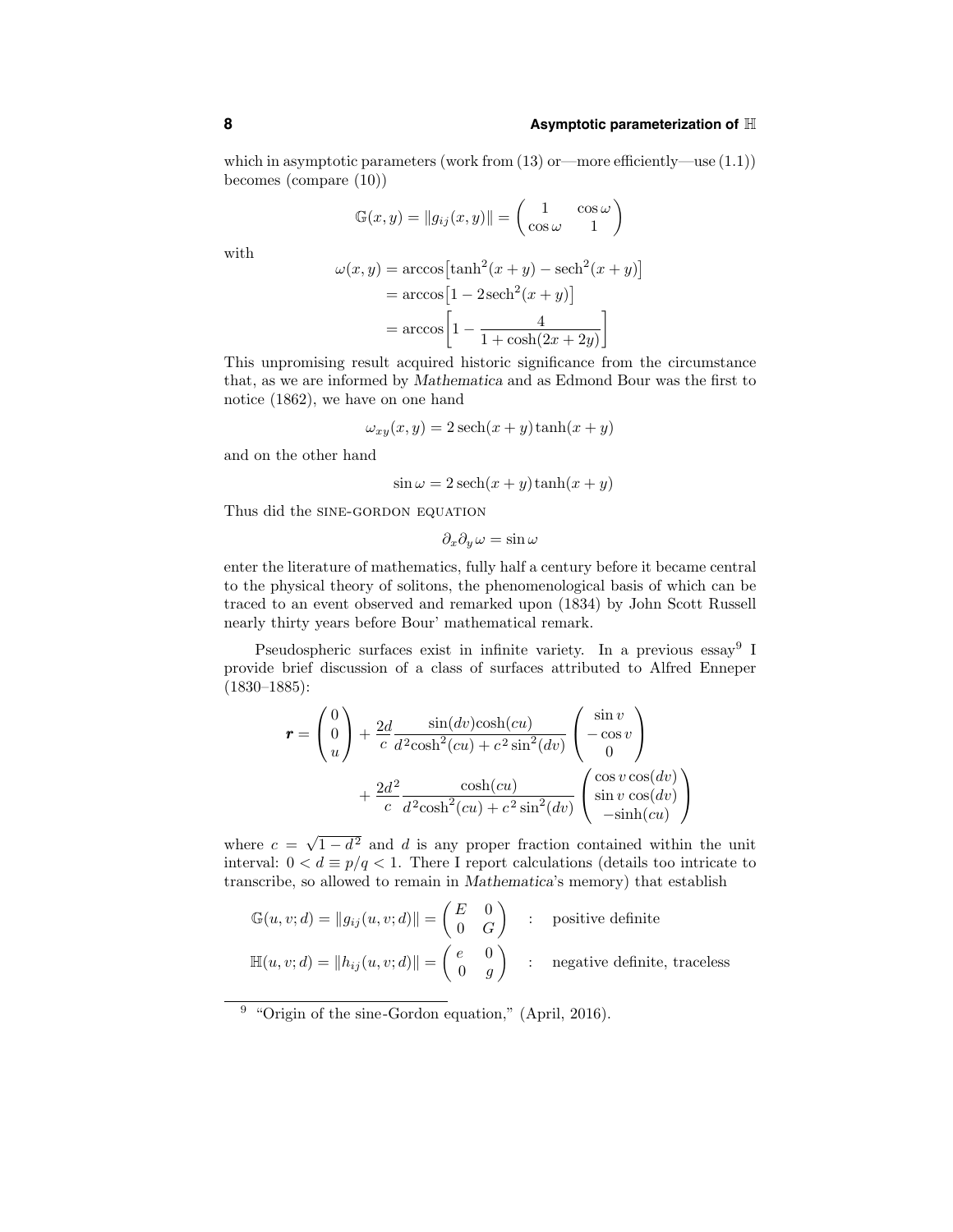which in asymptotic parameters (work from (13) or—more efficiently—use (1.1)) becomes (compare (10))

$$\mathbb{G}(x,y) = \|g_{ij}(x,y)\| = \begin{pmatrix} 1 & \cos\omega \\ \cos\omega & 1 \end{pmatrix}$$

with

$$\begin{aligned}
\omega(x,y) &= \arccos\big[\tanh^2(x+y) - \operatorname{sech}^2(x+y)\big] \\
&= \arccos\big[1 - 2\operatorname{sech}^2(x+y)\big] \\
&= \arccos\bigg[1 - \frac{4}{1+\cosh(2x+2y)}\bigg]
\end{aligned}$$

This unpromising result acquired historic significance from the circumstance that, as we are informed by *Mathematica* and as Edmond Bour was the first to notice (1862), we have on one hand

$$\omega_{xy}(x,y) = 2\operatorname{sech}(x+y)\tanh(x+y)$$

and on the other hand

$$\sin\omega = 2\operatorname{sech}(x+y)\tanh(x+y)$$

Thus did the SINE-GORDON EQUATION

$$\partial_x\partial_y\,\omega = \sin\omega$$

enter the literature of mathematics, fully half a century before it became central to the physical theory of solitons, the phenomenological basis of which can be traced to an event observed and remarked upon (1834) by John Scott Russell nearly thirty years before Bour' mathematical remark.

Pseudospheric surfaces exist in infinite variety. In a previous essay[9] I provide brief discussion of a class of surfaces attributed to Alfred Enneper (1830–1885):

$$\begin{aligned}
\boldsymbol{r} = \begin{pmatrix} 0 \\ 0 \\ u \end{pmatrix} &+ \frac{2d}{c}\frac{\sin(dv)\cosh(cu)}{d^2\cosh^2(cu) + c^2\sin^2(dv)}\begin{pmatrix} \sin v \\ -\cos v \\ 0 \end{pmatrix} \\
&+ \frac{2d^2}{c}\frac{\cosh(cu)}{d^2\cosh^2(cu) + c^2\sin^2(dv)}\begin{pmatrix} \cos v\cos(dv) \\ \sin v\cos(dv) \\ -\sinh(cu) \end{pmatrix}
\end{aligned}$$

where $c = \sqrt{1-d^2}$ and $d$ is any proper fraction contained within the unit interval: $0 < d \equiv p/q < 1$. There I report calculations (details too intricate to transcribe, so allowed to remain in *Mathematica*'s memory) that establish

$$\mathbb{G}(u,v;d) = \|g_{ij}(u,v;d)\| = \begin{pmatrix} E & 0 \\ 0 & G \end{pmatrix} \quad : \quad \text{positive definite}$$

$$\mathbb{H}(u,v;d) = \|h_{ij}(u,v;d)\| = \begin{pmatrix} e & 0 \\ 0 & g \end{pmatrix} \quad : \quad \text{negative definite, traceless}$$

---

[9] "Origin of the sine-Gordon equation," (April, 2016).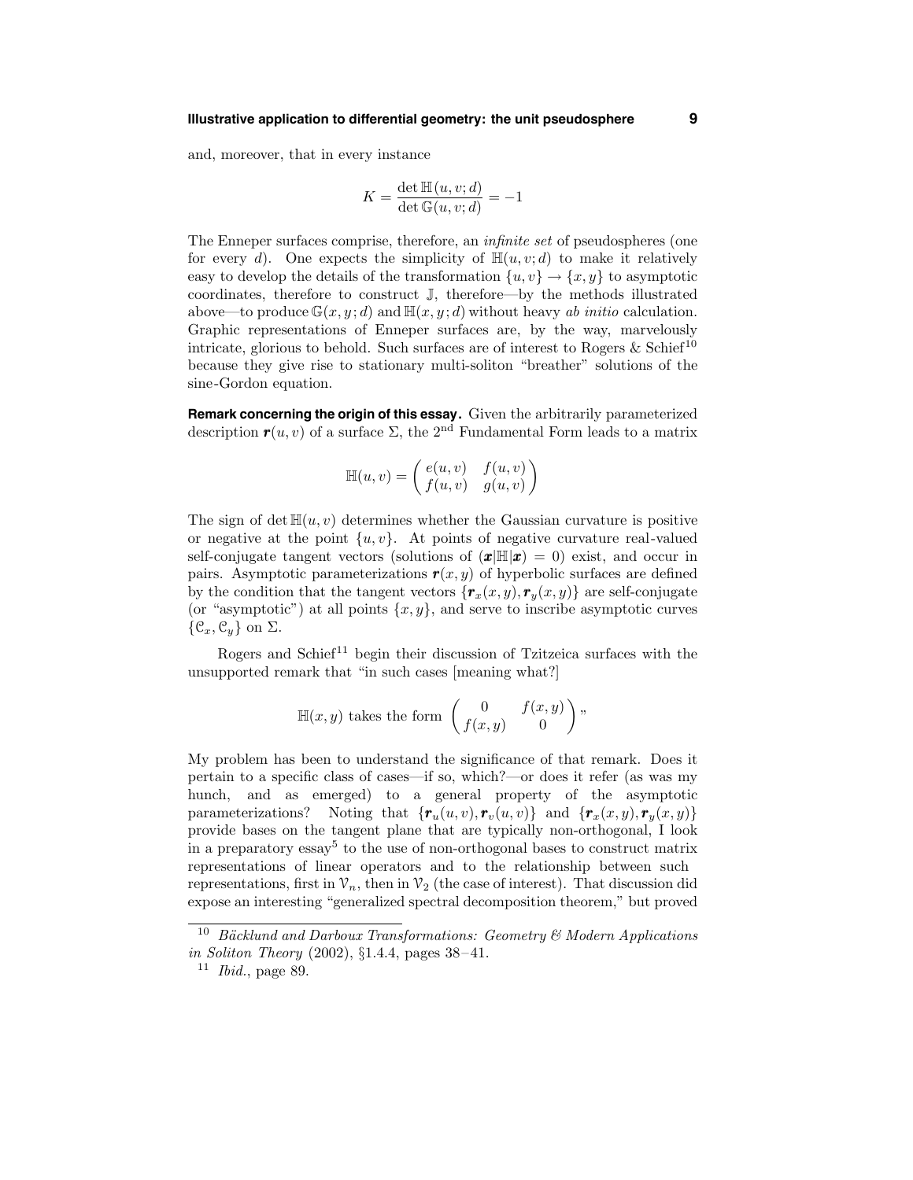and, moreover, that in every instance

$$K = \frac{\det \mathbb{H}(u, v; d)}{\det \mathbb{G}(u, v; d)} = -1$$

The Enneper surfaces comprise, therefore, an *infinite set* of pseudospheres (one for every $d$). One expects the simplicity of $\mathbb{H}(u, v; d)$ to make it relatively easy to develop the details of the transformation $\{u, v\} \to \{x, y\}$ to asymptotic coordinates, therefore to construct $\mathbb{J}$, therefore—by the methods illustrated above—to produce $\mathbb{G}(x, y; d)$ and $\mathbb{H}(x, y; d)$ without heavy *ab initio* calculation. Graphic representations of Enneper surfaces are, by the way, marvelously intricate, glorious to behold. Such surfaces are of interest to Rogers & Schief[10] because they give rise to stationary multi-soliton "breather" solutions of the sine-Gordon equation.

**Remark concerning the origin of this essay.** Given the arbitrarily parameterized description $\boldsymbol{r}(u, v)$ of a surface $\Sigma$, the $2^{\text{nd}}$ Fundamental Form leads to a matrix

$$\mathbb{H}(u, v) = \begin{pmatrix} e(u, v) & f(u, v) \\ f(u, v) & g(u, v) \end{pmatrix}$$

The sign of $\det \mathbb{H}(u, v)$ determines whether the Gaussian curvature is positive or negative at the point $\{u, v\}$. At points of negative curvature real-valued self-conjugate tangent vectors (solutions of $(\boldsymbol{x}|\mathbb{H}|\boldsymbol{x}) = 0$) exist, and occur in pairs. Asymptotic parameterizations $\boldsymbol{r}(x, y)$ of hyperbolic surfaces are defined by the condition that the tangent vectors $\{\boldsymbol{r}_x(x, y), \boldsymbol{r}_y(x, y)\}$ are self-conjugate (or "asymptotic") at all points $\{x, y\}$, and serve to inscribe asymptotic curves $\{\mathcal{C}_x, \mathcal{C}_y\}$ on $\Sigma$.

Rogers and Schief[11] begin their discussion of Tzitzeica surfaces with the unsupported remark that "in such cases [meaning what?]

$$\mathbb{H}(x, y) \text{ takes the form } \begin{pmatrix} 0 & f(x, y) \\ f(x, y) & 0 \end{pmatrix}\text{"}$$

My problem has been to understand the significance of that remark. Does it pertain to a specific class of cases—if so, which?—or does it refer (as was my hunch, and as emerged) to a general property of the asymptotic parameterizations? Noting that $\{\boldsymbol{r}_u(u, v), \boldsymbol{r}_v(u, v)\}$ and $\{\boldsymbol{r}_x(x, y), \boldsymbol{r}_y(x, y)\}$ provide bases on the tangent plane that are typically non-orthogonal, I look in a preparatory essay[5] to the use of non-orthogonal bases to construct matrix representations of linear operators and to the relationship between such representations, first in $\mathcal{V}_n$, then in $\mathcal{V}_2$ (the case of interest). That discussion did expose an interesting "generalized spectral decomposition theorem," but proved

---

[10] *Bäcklund and Darboux Transformations: Geometry & Modern Applications in Soliton Theory* (2002), §1.4.4, pages 38–41.

[11] *Ibid.*, page 89.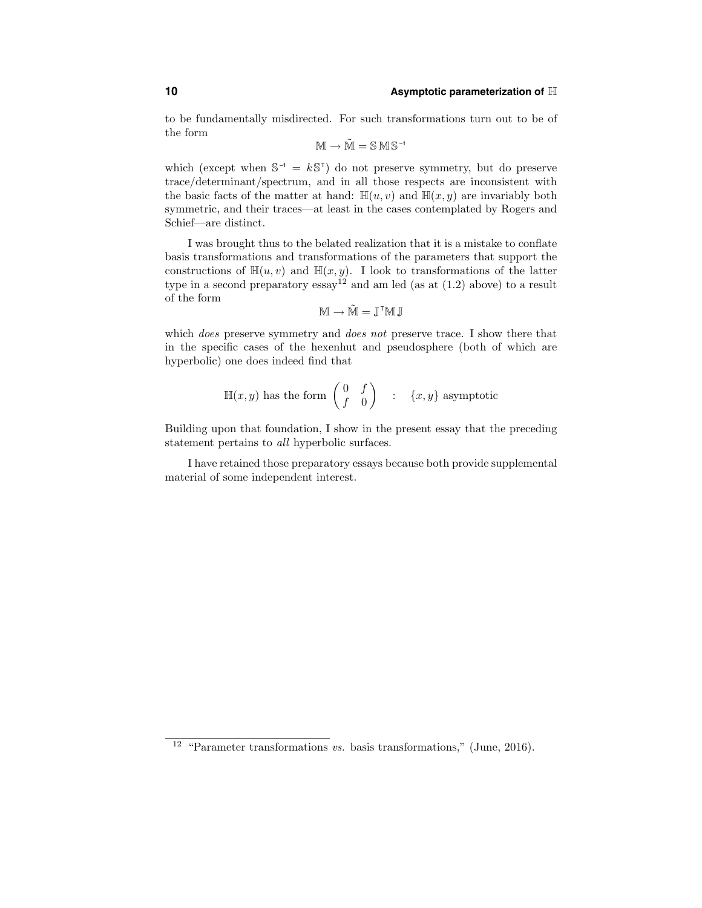to be fundamentally misdirected. For such transformations turn out to be of the form

$$\mathbb{M} \to \tilde{\mathbb{M}} = \mathbb{S}\,\mathbb{M}\,\mathbb{S}^{-1}$$

which (except when $\mathbb{S}^{-1} = k\mathbb{S}^{\mathsf{T}}$) do not preserve symmetry, but do preserve trace/determinant/spectrum, and in all those respects are inconsistent with the basic facts of the matter at hand: $\mathbb{H}(u,v)$ and $\mathbb{H}(x,y)$ are invariably both symmetric, and their traces—at least in the cases contemplated by Rogers and Schief—are distinct.

I was brought thus to the belated realization that it is a mistake to conflate basis transformations and transformations of the parameters that support the constructions of $\mathbb{H}(u,v)$ and $\mathbb{H}(x,y)$. I look to transformations of the latter type in a second preparatory essay[12] and am led (as at (1.2) above) to a result of the form

$$\mathbb{M} \to \tilde{\mathbb{M}} = \mathbb{J}^{\mathsf{T}}\mathbb{M}\,\mathbb{J}$$

which *does* preserve symmetry and *does not* preserve trace. I show there that in the specific cases of the hexenhut and pseudosphere (both of which are hyperbolic) one does indeed find that

$$\mathbb{H}(x,y) \text{ has the form } \begin{pmatrix} 0 & f \\ f & 0 \end{pmatrix} \quad : \quad \{x,y\} \text{ asymptotic}$$

Building upon that foundation, I show in the present essay that the preceding statement pertains to *all* hyperbolic surfaces.

I have retained those preparatory essays because both provide supplemental material of some independent interest.

---

[12] "Parameter transformations *vs.* basis transformations," (June, 2016).